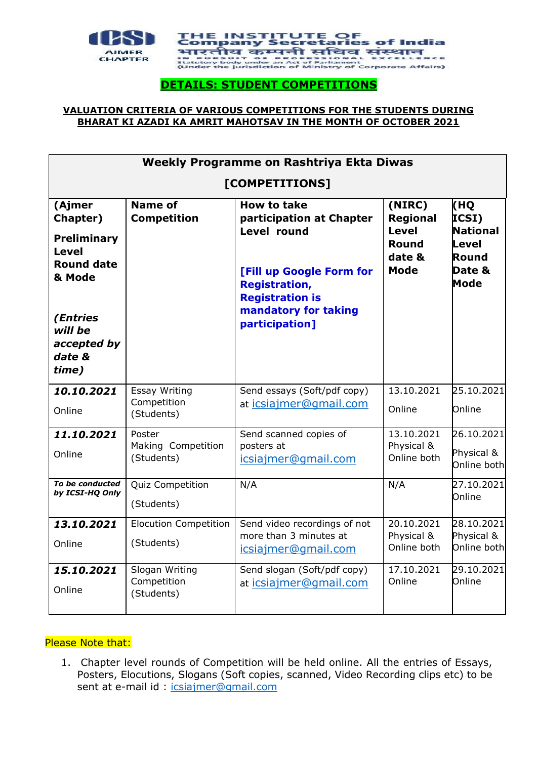ICSI AJMER CHAPTER

THE INSTITUTE OF Company Secretaries of India
भारतीय कम्पनी सचिव संस्थान
IN PURSUIT OF PROFESSIONAL EXCELLENCE
Statutory body under an Act of Parliament
(Under the jurisdiction of Ministry of Corporate Affairs)

# DETAILS: STUDENT COMPETITIONS

## VALUATION CRITERIA OF VARIOUS COMPETITIONS FOR THE STUDENTS DURING BHARAT KI AZADI KA AMRIT MAHOTSAV IN THE MONTH OF OCTOBER 2021

**Weekly Programme on Rashtriya Ekta Diwas**

**[COMPETITIONS]**

| **(Ajmer Chapter) Preliminary Level Round date & Mode** ***(Entries will be accepted by date & time)*** | **Name of Competition** | **How to take participation at Chapter Level round** **[Fill up Google Form for Registration, Registration is mandatory for taking participation]** | **(NIRC) Regional Level Round date & Mode** | **(HQ ICSI) National Level Round Date & Mode** |
|---|---|---|---|---|
| ***10.10.2021*** Online | Essay Writing Competition (Students) | Send essays (Soft/pdf copy) at icsiajmer@gmail.com | 13.10.2021 Online | 25.10.2021 Online |
| ***11.10.2021*** Online | Poster Making Competition (Students) | Send scanned copies of posters at icsiajmer@gmail.com | 13.10.2021 Physical & Online both | 26.10.2021 Physical & Online both |
| ***To be conducted by ICSI-HQ Only*** | Quiz Competition (Students) | N/A | N/A | 27.10.2021 Online |
| ***13.10.2021*** Online | Elocution Competition (Students) | Send video recordings of not more than 3 minutes at icsiajmer@gmail.com | 20.10.2021 Physical & Online both | 28.10.2021 Physical & Online both |
| ***15.10.2021*** Online | Slogan Writing Competition (Students) | Send slogan (Soft/pdf copy) at icsiajmer@gmail.com | 17.10.2021 Online | 29.10.2021 Online |

Please Note that:

1. Chapter level rounds of Competition will be held online. All the entries of Essays, Posters, Elocutions, Slogans (Soft copies, scanned, Video Recording clips etc) to be sent at e-mail id : icsiajmer@gmail.com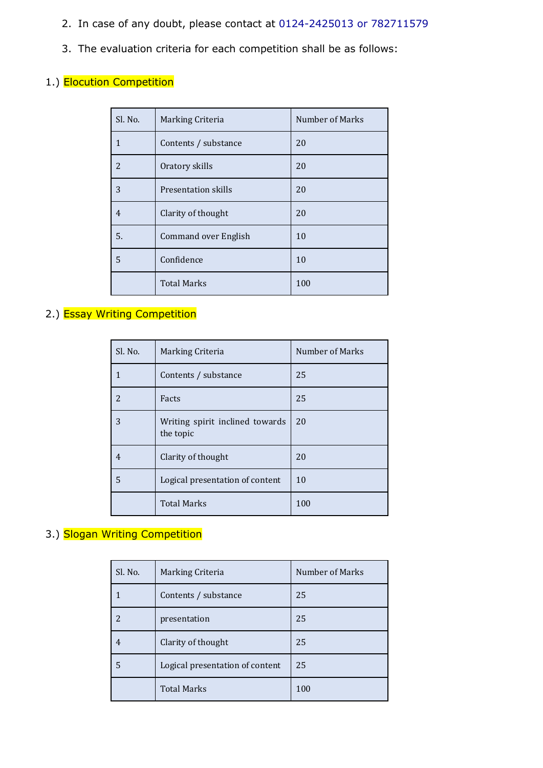2. In case of any doubt, please contact at 0124-2425013 or 782711579

3. The evaluation criteria for each competition shall be as follows:

1.) Elocution Competition

| Sl. No. | Marking Criteria | Number of Marks |
|---|---|---|
| 1 | Contents / substance | 20 |
| 2 | Oratory skills | 20 |
| 3 | Presentation skills | 20 |
| 4 | Clarity of thought | 20 |
| 5. | Command over English | 10 |
| 5 | Confidence | 10 |
| | Total Marks | 100 |

2.) Essay Writing Competition

| Sl. No. | Marking Criteria | Number of Marks |
|---|---|---|
| 1 | Contents / substance | 25 |
| 2 | Facts | 25 |
| 3 | Writing spirit inclined towards the topic | 20 |
| 4 | Clarity of thought | 20 |
| 5 | Logical presentation of content | 10 |
| | Total Marks | 100 |

3.) Slogan Writing Competition

| Sl. No. | Marking Criteria | Number of Marks |
|---|---|---|
| 1 | Contents / substance | 25 |
| 2 | presentation | 25 |
| 4 | Clarity of thought | 25 |
| 5 | Logical presentation of content | 25 |
| | Total Marks | 100 |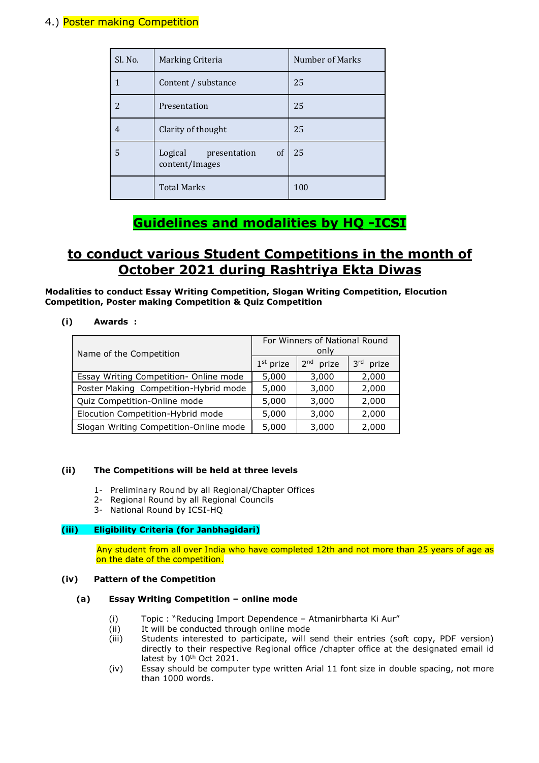4.) Poster making Competition

| Sl. No. | Marking Criteria | Number of Marks |
|---|---|---|
| 1 | Content / substance | 25 |
| 2 | Presentation | 25 |
| 4 | Clarity of thought | 25 |
| 5 | Logical presentation of content/Images | 25 |
| | Total Marks | 100 |

# Guidelines and modalities by HQ -ICSI

# to conduct various Student Competitions in the month of October 2021 during Rashtriya Ekta Diwas

**Modalities to conduct Essay Writing Competition, Slogan Writing Competition, Elocution Competition, Poster making Competition & Quiz Competition**

**(i) Awards :**

| Name of the Competition | For Winners of National Round only | | |
|---|---|---|---|
| | 1st prize | 2nd prize | 3rd prize |
| Essay Writing Competition- Online mode | 5,000 | 3,000 | 2,000 |
| Poster Making Competition-Hybrid mode | 5,000 | 3,000 | 2,000 |
| Quiz Competition-Online mode | 5,000 | 3,000 | 2,000 |
| Elocution Competition-Hybrid mode | 5,000 | 3,000 | 2,000 |
| Slogan Writing Competition-Online mode | 5,000 | 3,000 | 2,000 |

**(ii) The Competitions will be held at three levels**

1- Preliminary Round by all Regional/Chapter Offices
2- Regional Round by all Regional Councils
3- National Round by ICSI-HQ

**(iii) Eligibility Criteria (for Janbhagidari)**

Any student from all over India who have completed 12th and not more than 25 years of age as on the date of the competition.

**(iv) Pattern of the Competition**

**(a) Essay Writing Competition – online mode**

(i) Topic : "Reducing Import Dependence – Atmanirbharta Ki Aur"
(ii) It will be conducted through online mode
(iii) Students interested to participate, will send their entries (soft copy, PDF version) directly to their respective Regional office /chapter office at the designated email id latest by 10th Oct 2021.
(iv) Essay should be computer type written Arial 11 font size in double spacing, not more than 1000 words.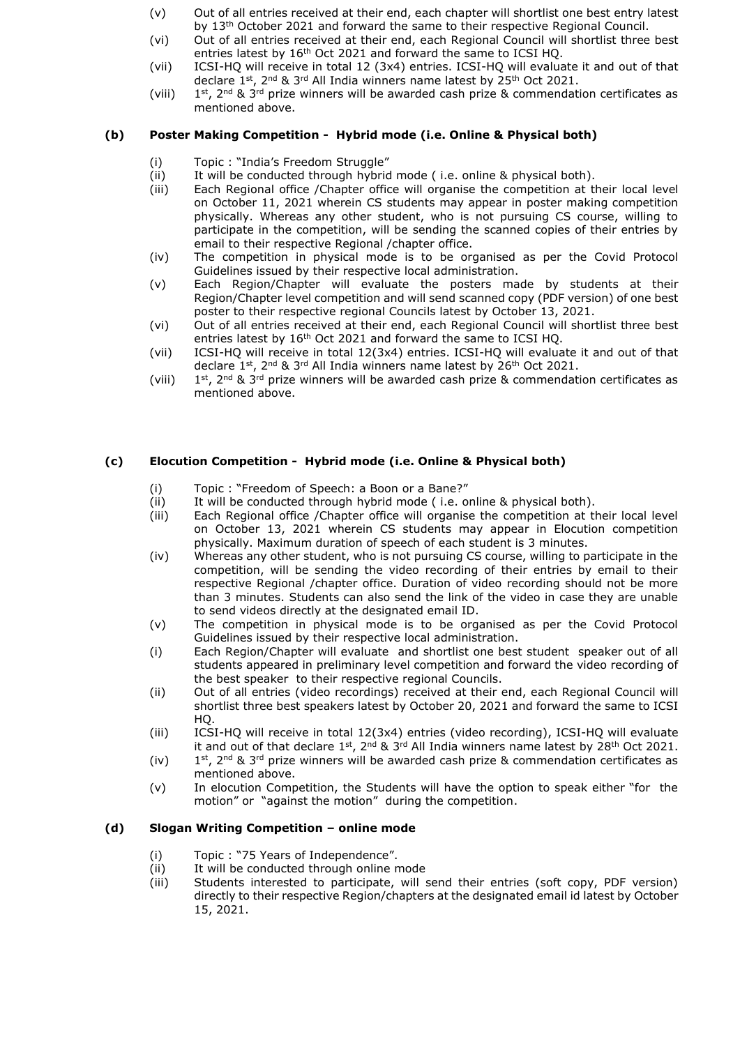(v) Out of all entries received at their end, each chapter will shortlist one best entry latest by 13th October 2021 and forward the same to their respective Regional Council.

(vi) Out of all entries received at their end, each Regional Council will shortlist three best entries latest by 16th Oct 2021 and forward the same to ICSI HQ.

(vii) ICSI-HQ will receive in total 12 (3x4) entries. ICSI-HQ will evaluate it and out of that declare 1st, 2nd & 3rd All India winners name latest by 25th Oct 2021.

(viii) 1st, 2nd & 3rd prize winners will be awarded cash prize & commendation certificates as mentioned above.

### (b) Poster Making Competition - Hybrid mode (i.e. Online & Physical both)

(i) Topic : "India's Freedom Struggle"

(ii) It will be conducted through hybrid mode ( i.e. online & physical both).

(iii) Each Regional office /Chapter office will organise the competition at their local level on October 11, 2021 wherein CS students may appear in poster making competition physically. Whereas any other student, who is not pursuing CS course, willing to participate in the competition, will be sending the scanned copies of their entries by email to their respective Regional /chapter office.

(iv) The competition in physical mode is to be organised as per the Covid Protocol Guidelines issued by their respective local administration.

(v) Each Region/Chapter will evaluate the posters made by students at their Region/Chapter level competition and will send scanned copy (PDF version) of one best poster to their respective regional Councils latest by October 13, 2021.

(vi) Out of all entries received at their end, each Regional Council will shortlist three best entries latest by 16th Oct 2021 and forward the same to ICSI HQ.

(vii) ICSI-HQ will receive in total 12(3x4) entries. ICSI-HQ will evaluate it and out of that declare 1st, 2nd & 3rd All India winners name latest by 26th Oct 2021.

(viii) 1st, 2nd & 3rd prize winners will be awarded cash prize & commendation certificates as mentioned above.

### (c) Elocution Competition - Hybrid mode (i.e. Online & Physical both)

(i) Topic : "Freedom of Speech: a Boon or a Bane?"

(ii) It will be conducted through hybrid mode ( i.e. online & physical both).

(iii) Each Regional office /Chapter office will organise the competition at their local level on October 13, 2021 wherein CS students may appear in Elocution competition physically. Maximum duration of speech of each student is 3 minutes.

(iv) Whereas any other student, who is not pursuing CS course, willing to participate in the competition, will be sending the video recording of their entries by email to their respective Regional /chapter office. Duration of video recording should not be more than 3 minutes. Students can also send the link of the video in case they are unable to send videos directly at the designated email ID.

(v) The competition in physical mode is to be organised as per the Covid Protocol Guidelines issued by their respective local administration.

(i) Each Region/Chapter will evaluate and shortlist one best student speaker out of all students appeared in preliminary level competition and forward the video recording of the best speaker to their respective regional Councils.

(ii) Out of all entries (video recordings) received at their end, each Regional Council will shortlist three best speakers latest by October 20, 2021 and forward the same to ICSI HQ.

(iii) ICSI-HQ will receive in total 12(3x4) entries (video recording), ICSI-HQ will evaluate it and out of that declare 1st, 2nd & 3rd All India winners name latest by 28th Oct 2021.

(iv) 1st, 2nd & 3rd prize winners will be awarded cash prize & commendation certificates as mentioned above.

(v) In elocution Competition, the Students will have the option to speak either "for the motion" or "against the motion" during the competition.

### (d) Slogan Writing Competition – online mode

(i) Topic : "75 Years of Independence".

(ii) It will be conducted through online mode

(iii) Students interested to participate, will send their entries (soft copy, PDF version) directly to their respective Region/chapters at the designated email id latest by October 15, 2021.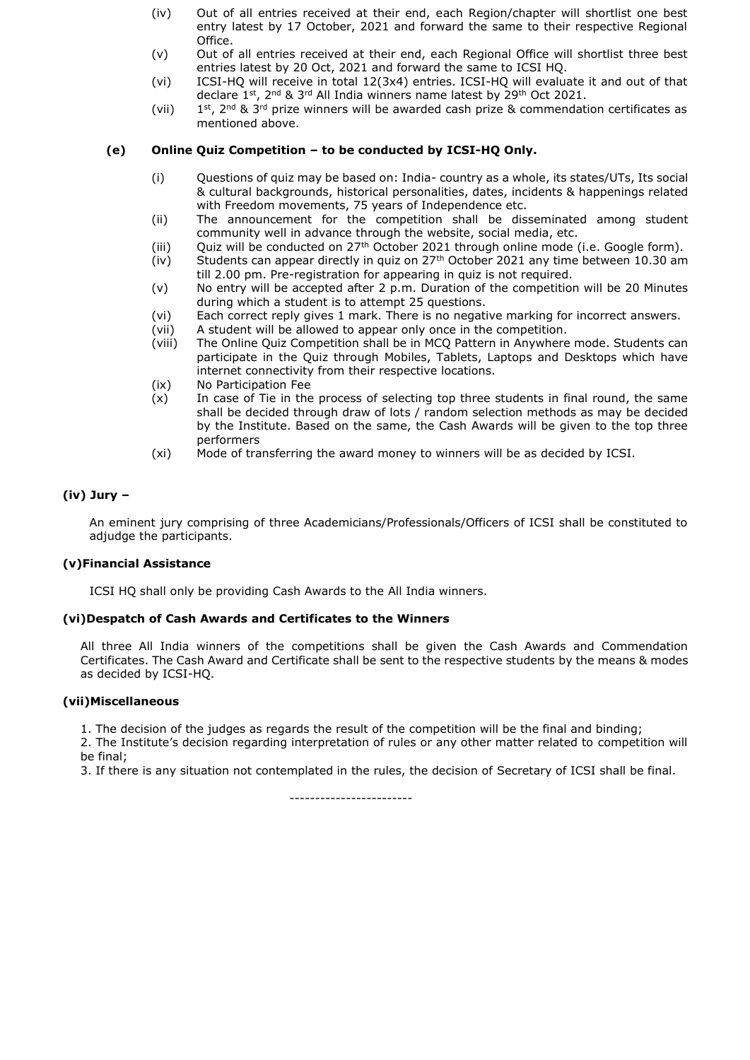(iv) Out of all entries received at their end, each Region/chapter will shortlist one best entry latest by 17 October, 2021 and forward the same to their respective Regional Office.

(v) Out of all entries received at their end, each Regional Office will shortlist three best entries latest by 20 Oct, 2021 and forward the same to ICSI HQ.

(vi) ICSI-HQ will receive in total 12(3x4) entries. ICSI-HQ will evaluate it and out of that declare 1st, 2nd & 3rd All India winners name latest by 29th Oct 2021.

(vii) 1st, 2nd & 3rd prize winners will be awarded cash prize & commendation certificates as mentioned above.

**(e) Online Quiz Competition – to be conducted by ICSI-HQ Only.**

(i) Questions of quiz may be based on: India- country as a whole, its states/UTs, Its social & cultural backgrounds, historical personalities, dates, incidents & happenings related with Freedom movements, 75 years of Independence etc.

(ii) The announcement for the competition shall be disseminated among student community well in advance through the website, social media, etc.

(iii) Quiz will be conducted on 27th October 2021 through online mode (i.e. Google form).

(iv) Students can appear directly in quiz on 27th October 2021 any time between 10.30 am till 2.00 pm. Pre-registration for appearing in quiz is not required.

(v) No entry will be accepted after 2 p.m. Duration of the competition will be 20 Minutes during which a student is to attempt 25 questions.

(vi) Each correct reply gives 1 mark. There is no negative marking for incorrect answers.

(vii) A student will be allowed to appear only once in the competition.

(viii) The Online Quiz Competition shall be in MCQ Pattern in Anywhere mode. Students can participate in the Quiz through Mobiles, Tablets, Laptops and Desktops which have internet connectivity from their respective locations.

(ix) No Participation Fee

(x) In case of Tie in the process of selecting top three students in final round, the same shall be decided through draw of lots / random selection methods as may be decided by the Institute. Based on the same, the Cash Awards will be given to the top three performers

(xi) Mode of transferring the award money to winners will be as decided by ICSI.

**(iv) Jury –**

An eminent jury comprising of three Academicians/Professionals/Officers of ICSI shall be constituted to adjudge the participants.

**(v)Financial Assistance**

ICSI HQ shall only be providing Cash Awards to the All India winners.

**(vi)Despatch of Cash Awards and Certificates to the Winners**

All three All India winners of the competitions shall be given the Cash Awards and Commendation Certificates. The Cash Award and Certificate shall be sent to the respective students by the means & modes as decided by ICSI-HQ.

**(vii)Miscellaneous**

1. The decision of the judges as regards the result of the competition will be the final and binding;
2. The Institute's decision regarding interpretation of rules or any other matter related to competition will be final;
3. If there is any situation not contemplated in the rules, the decision of Secretary of ICSI shall be final.

------------------------